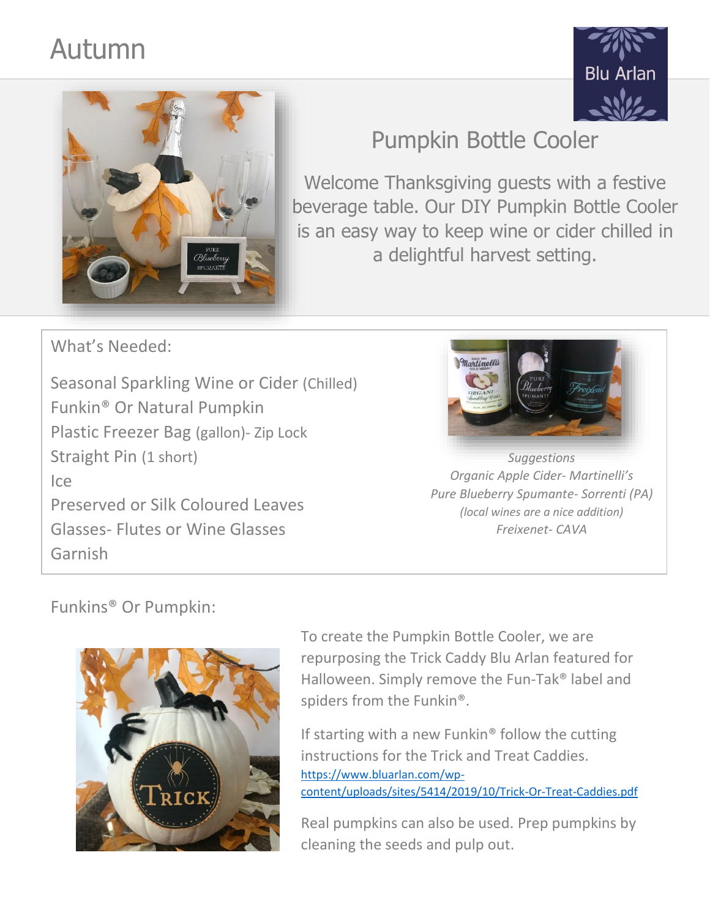# Autumn

## Pumpkin Bottle Cooler

Welcome Thanksgiving guests with a festive beverage table. Our DIY Pumpkin Bottle Cooler is an easy way to keep wine or cider chilled in a delightful harvest setting.

### What's Needed:

Seasonal Sparkling Wine or Cider (Chilled)
Funkin® Or Natural Pumpkin
Plastic Freezer Bag (gallon)- Zip Lock
Straight Pin (1 short)
Ice
Preserved or Silk Coloured Leaves
Glasses- Flutes or Wine Glasses
Garnish

*Suggestions*
*Organic Apple Cider- Martinelli's*
*Pure Blueberry Spumante- Sorrenti (PA)*
*(local wines are a nice addition)*
*Freixenet- CAVA*

### Funkins® Or Pumpkin:

To create the Pumpkin Bottle Cooler, we are repurposing the Trick Caddy Blu Arlan featured for Halloween. Simply remove the Fun-Tak® label and spiders from the Funkin®.

If starting with a new Funkin® follow the cutting instructions for the Trick and Treat Caddies.
https://www.bluarlan.com/wp-content/uploads/sites/5414/2019/10/Trick-Or-Treat-Caddies.pdf

Real pumpkins can also be used. Prep pumpkins by cleaning the seeds and pulp out.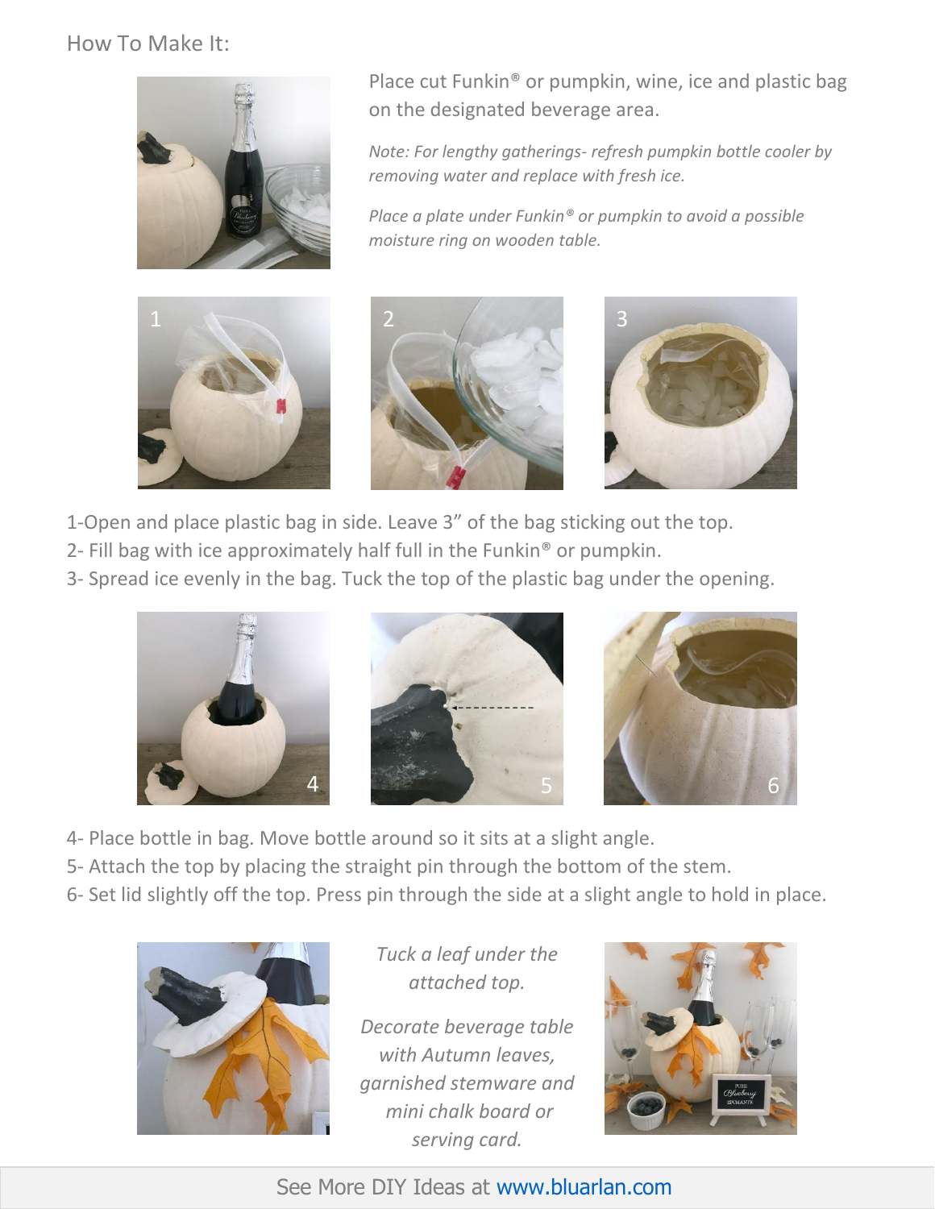## How To Make It:

Place cut Funkin® or pumpkin, wine, ice and plastic bag on the designated beverage area.

*Note: For lengthy gatherings- refresh pumpkin bottle cooler by removing water and replace with fresh ice.*

*Place a plate under Funkin® or pumpkin to avoid a possible moisture ring on wooden table.*

1-Open and place plastic bag in side. Leave 3” of the bag sticking out the top.
2- Fill bag with ice approximately half full in the Funkin® or pumpkin.
3- Spread ice evenly in the bag. Tuck the top of the plastic bag under the opening.

4- Place bottle in bag. Move bottle around so it sits at a slight angle.
5- Attach the top by placing the straight pin through the bottom of the stem.
6- Set lid slightly off the top. Press pin through the side at a slight angle to hold in place.

*Tuck a leaf under the attached top.*

*Decorate beverage table with Autumn leaves, garnished stemware and mini chalk board or serving card.*

See More DIY Ideas at www.bluarlan.com